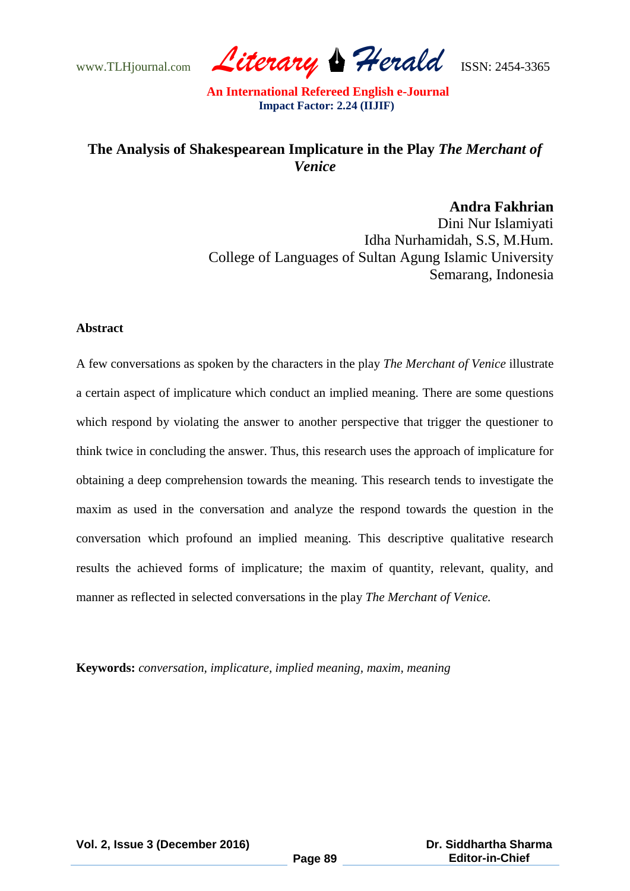# The Analysis of Shakespearean Implicature in the Play *The Merchant of Venice*

**Andra Fakhrian**
Dini Nur Islamiyati
Idha Nurhamidah, S.S, M.Hum.
College of Languages of Sultan Agung Islamic University
Semarang, Indonesia

## Abstract

A few conversations as spoken by the characters in the play *The Merchant of Venice* illustrate a certain aspect of implicature which conduct an implied meaning. There are some questions which respond by violating the answer to another perspective that trigger the questioner to think twice in concluding the answer. Thus, this research uses the approach of implicature for obtaining a deep comprehension towards the meaning. This research tends to investigate the maxim as used in the conversation and analyze the respond towards the question in the conversation which profound an implied meaning. This descriptive qualitative research results the achieved forms of implicature; the maxim of quantity, relevant, quality, and manner as reflected in selected conversations in the play *The Merchant of Venice.*

**Keywords:** *conversation, implicature, implied meaning, maxim, meaning*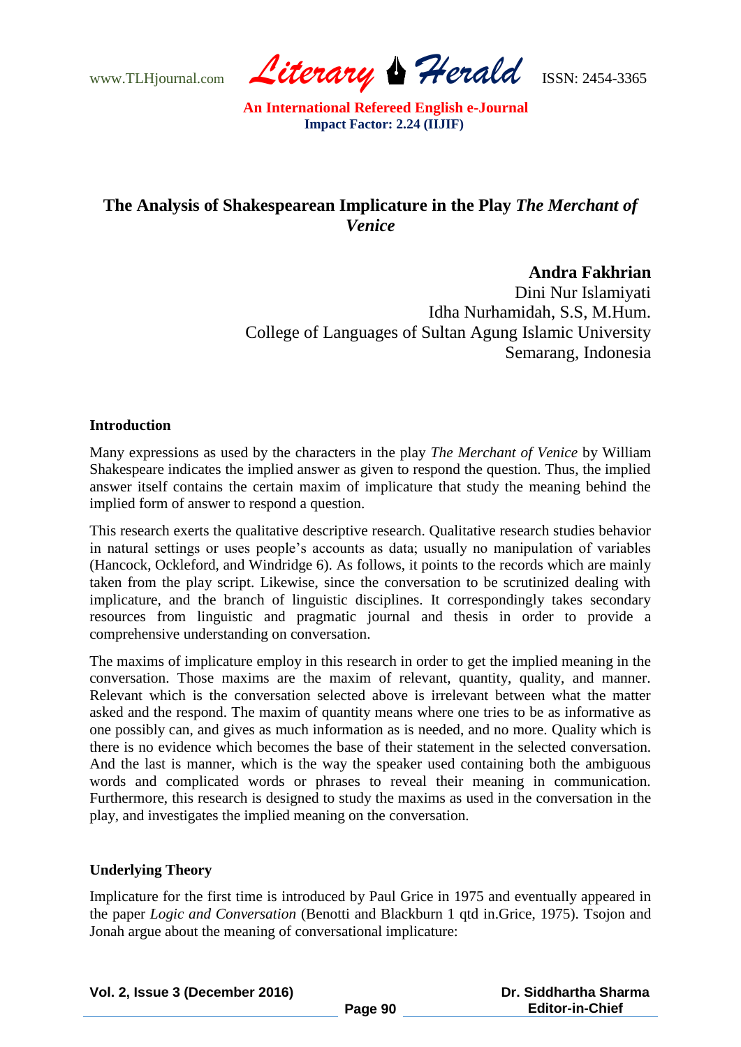# The Analysis of Shakespearean Implicature in the Play *The Merchant of Venice*

**Andra Fakhrian**
Dini Nur Islamiyati
Idha Nurhamidah, S.S, M.Hum.
College of Languages of Sultan Agung Islamic University
Semarang, Indonesia

## Introduction

Many expressions as used by the characters in the play *The Merchant of Venice* by William Shakespeare indicates the implied answer as given to respond the question. Thus, the implied answer itself contains the certain maxim of implicature that study the meaning behind the implied form of answer to respond a question.

This research exerts the qualitative descriptive research. Qualitative research studies behavior in natural settings or uses people's accounts as data; usually no manipulation of variables (Hancock, Ockleford, and Windridge 6). As follows, it points to the records which are mainly taken from the play script. Likewise, since the conversation to be scrutinized dealing with implicature, and the branch of linguistic disciplines. It correspondingly takes secondary resources from linguistic and pragmatic journal and thesis in order to provide a comprehensive understanding on conversation.

The maxims of implicature employ in this research in order to get the implied meaning in the conversation. Those maxims are the maxim of relevant, quantity, quality, and manner. Relevant which is the conversation selected above is irrelevant between what the matter asked and the respond. The maxim of quantity means where one tries to be as informative as one possibly can, and gives as much information as is needed, and no more. Quality which is there is no evidence which becomes the base of their statement in the selected conversation. And the last is manner, which is the way the speaker used containing both the ambiguous words and complicated words or phrases to reveal their meaning in communication. Furthermore, this research is designed to study the maxims as used in the conversation in the play, and investigates the implied meaning on the conversation.

## Underlying Theory

Implicature for the first time is introduced by Paul Grice in 1975 and eventually appeared in the paper *Logic and Conversation* (Benotti and Blackburn 1 qtd in.Grice, 1975). Tsojon and Jonah argue about the meaning of conversational implicature: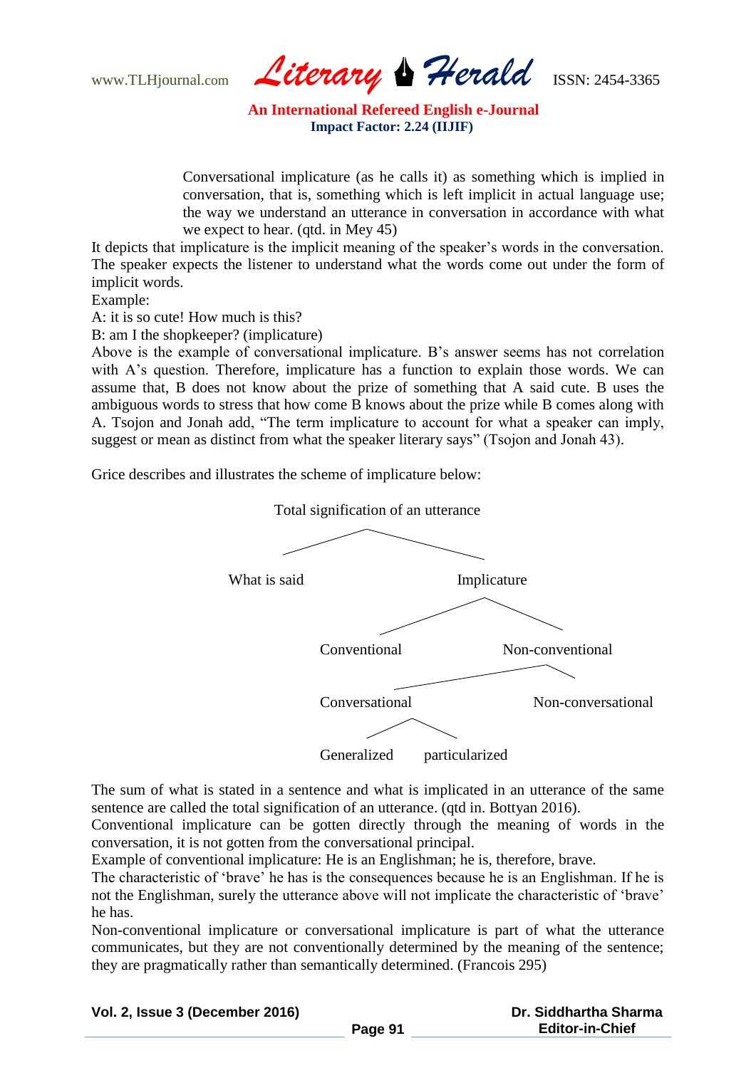> Conversational implicature (as he calls it) as something which is implied in conversation, that is, something which is left implicit in actual language use; the way we understand an utterance in conversation in accordance with what we expect to hear. (qtd. in Mey 45)

It depicts that implicature is the implicit meaning of the speaker's words in the conversation. The speaker expects the listener to understand what the words come out under the form of implicit words.

Example:

A: it is so cute! How much is this?

B: am I the shopkeeper? (implicature)

Above is the example of conversational implicature. B's answer seems has not correlation with A's question. Therefore, implicature has a function to explain those words. We can assume that, B does not know about the prize of something that A said cute. B uses the ambiguous words to stress that how come B knows about the prize while B comes along with A. Tsojon and Jonah add, "The term implicature to account for what a speaker can imply, suggest or mean as distinct from what the speaker literary says" (Tsojon and Jonah 43).

Grice describes and illustrates the scheme of implicature below:

```
Total signification of an utterance
├── What is said
└── Implicature
    ├── Conventional
    └── Non-conventional
        ├── Conversational
        │   ├── Generalized
        │   └── particularized
        └── Non-conversational
```

The sum of what is stated in a sentence and what is implicated in an utterance of the same sentence are called the total signification of an utterance. (qtd in. Bottyan 2016).

Conventional implicature can be gotten directly through the meaning of words in the conversation, it is not gotten from the conversational principal.

Example of conventional implicature: He is an Englishman; he is, therefore, brave.

The characteristic of 'brave' he has is the consequences because he is an Englishman. If he is not the Englishman, surely the utterance above will not implicate the characteristic of 'brave' he has.

Non-conventional implicature or conversational implicature is part of what the utterance communicates, but they are not conventionally determined by the meaning of the sentence; they are pragmatically rather than semantically determined. (Francois 295)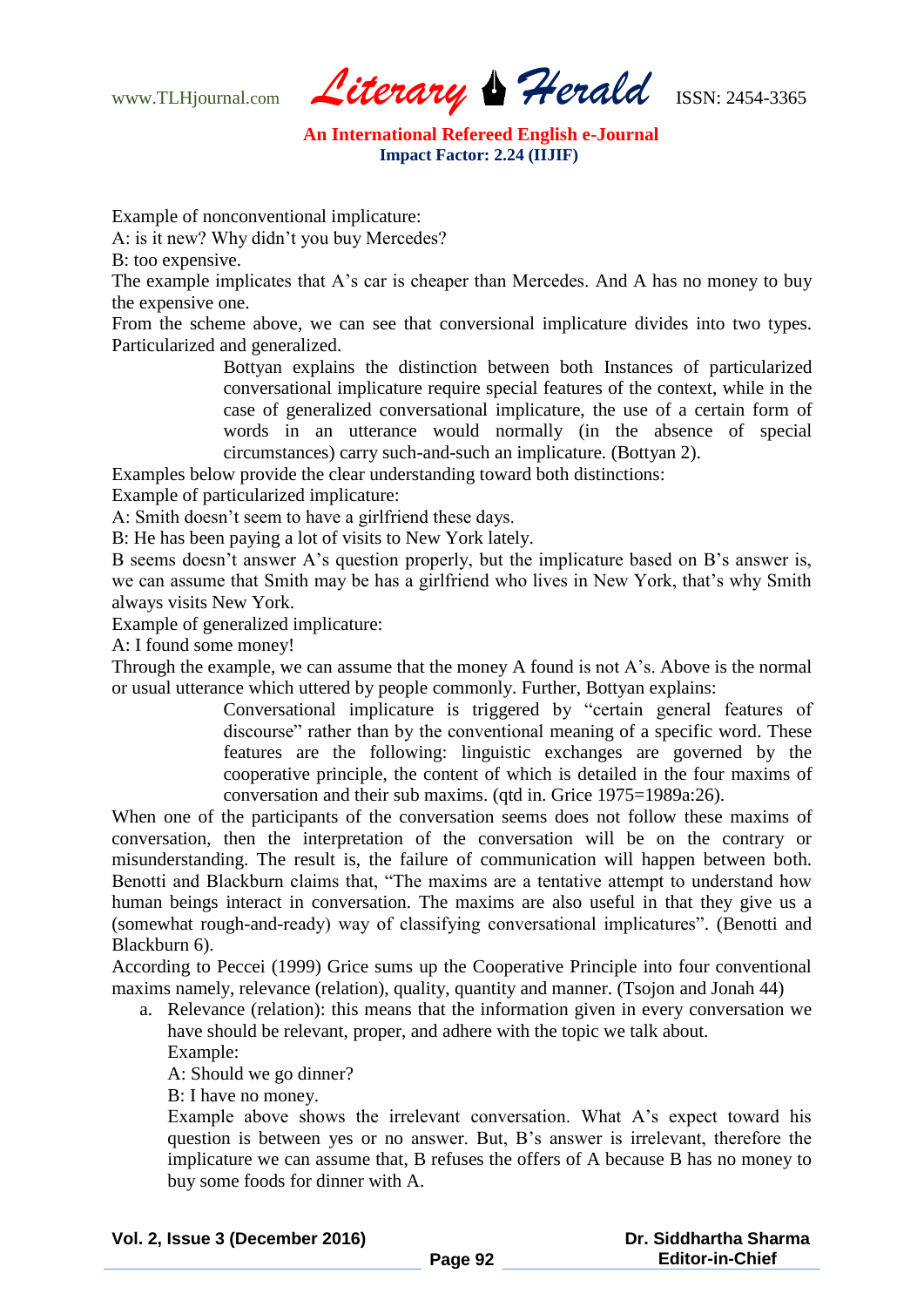Example of nonconventional implicature:

A: is it new? Why didn't you buy Mercedes?

B: too expensive.

The example implicates that A's car is cheaper than Mercedes. And A has no money to buy the expensive one.

From the scheme above, we can see that conversional implicature divides into two types. Particularized and generalized.

> Bottyan explains the distinction between both Instances of particularized conversational implicature require special features of the context, while in the case of generalized conversational implicature, the use of a certain form of words in an utterance would normally (in the absence of special circumstances) carry such-and-such an implicature. (Bottyan 2).

Examples below provide the clear understanding toward both distinctions:

Example of particularized implicature:

A: Smith doesn't seem to have a girlfriend these days.

B: He has been paying a lot of visits to New York lately.

B seems doesn't answer A's question properly, but the implicature based on B's answer is, we can assume that Smith may be has a girlfriend who lives in New York, that's why Smith always visits New York.

Example of generalized implicature:

A: I found some money!

Through the example, we can assume that the money A found is not A's. Above is the normal or usual utterance which uttered by people commonly. Further, Bottyan explains:

> Conversational implicature is triggered by "certain general features of discourse" rather than by the conventional meaning of a specific word. These features are the following: linguistic exchanges are governed by the cooperative principle, the content of which is detailed in the four maxims of conversation and their sub maxims. (qtd in. Grice 1975=1989a:26).

When one of the participants of the conversation seems does not follow these maxims of conversation, then the interpretation of the conversation will be on the contrary or misunderstanding. The result is, the failure of communication will happen between both. Benotti and Blackburn claims that, "The maxims are a tentative attempt to understand how human beings interact in conversation. The maxims are also useful in that they give us a (somewhat rough-and-ready) way of classifying conversational implicatures". (Benotti and Blackburn 6).

According to Peccei (1999) Grice sums up the Cooperative Principle into four conventional maxims namely, relevance (relation), quality, quantity and manner. (Tsojon and Jonah 44)

a. Relevance (relation): this means that the information given in every conversation we have should be relevant, proper, and adhere with the topic we talk about.

   Example:

   A: Should we go dinner?

   B: I have no money.

   Example above shows the irrelevant conversation. What A's expect toward his question is between yes or no answer. But, B's answer is irrelevant, therefore the implicature we can assume that, B refuses the offers of A because B has no money to buy some foods for dinner with A.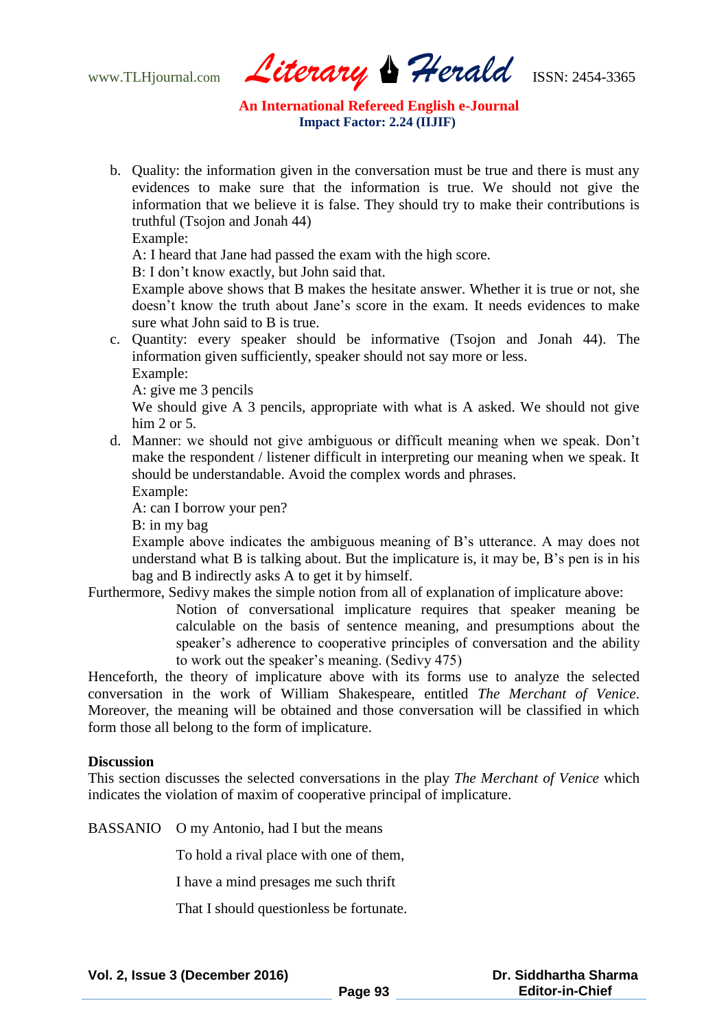b. Quality: the information given in the conversation must be true and there is must any evidences to make sure that the information is true. We should not give the information that we believe it is false. They should try to make their contributions is truthful (Tsojon and Jonah 44)

   Example:

   A: I heard that Jane had passed the exam with the high score.

   B: I don't know exactly, but John said that.

   Example above shows that B makes the hesitate answer. Whether it is true or not, she doesn't know the truth about Jane's score in the exam. It needs evidences to make sure what John said to B is true.

c. Quantity: every speaker should be informative (Tsojon and Jonah 44). The information given sufficiently, speaker should not say more or less.

   Example:

   A: give me 3 pencils

   We should give A 3 pencils, appropriate with what is A asked. We should not give him 2 or 5.

d. Manner: we should not give ambiguous or difficult meaning when we speak. Don't make the respondent / listener difficult in interpreting our meaning when we speak. It should be understandable. Avoid the complex words and phrases.

   Example:

   A: can I borrow your pen?

   B: in my bag

   Example above indicates the ambiguous meaning of B's utterance. A may does not understand what B is talking about. But the implicature is, it may be, B's pen is in his bag and B indirectly asks A to get it by himself.

Furthermore, Sedivy makes the simple notion from all of explanation of implicature above:

> Notion of conversational implicature requires that speaker meaning be calculable on the basis of sentence meaning, and presumptions about the speaker's adherence to cooperative principles of conversation and the ability to work out the speaker's meaning. (Sedivy 475)

Henceforth, the theory of implicature above with its forms use to analyze the selected conversation in the work of William Shakespeare, entitled *The Merchant of Venice*. Moreover, the meaning will be obtained and those conversation will be classified in which form those all belong to the form of implicature.

**Discussion**

This section discusses the selected conversations in the play *The Merchant of Venice* which indicates the violation of maxim of cooperative principal of implicature.

BASSANIO O my Antonio, had I but the means

To hold a rival place with one of them,

I have a mind presages me such thrift

That I should questionless be fortunate.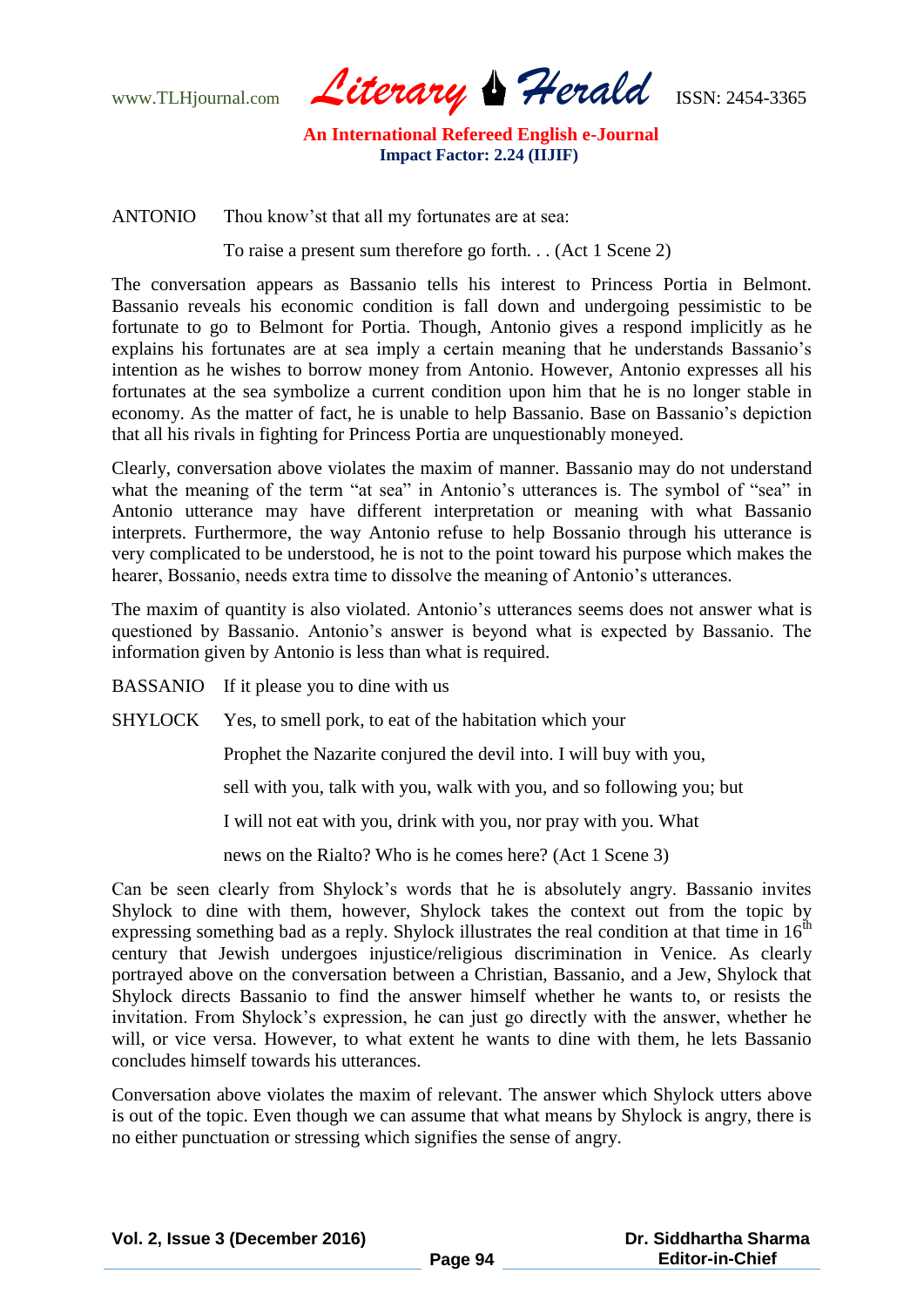ANTONIO  Thou know'st that all my fortunates are at sea:

To raise a present sum therefore go forth. . . (Act 1 Scene 2)

The conversation appears as Bassanio tells his interest to Princess Portia in Belmont. Bassanio reveals his economic condition is fall down and undergoing pessimistic to be fortunate to go to Belmont for Portia. Though, Antonio gives a respond implicitly as he explains his fortunates are at sea imply a certain meaning that he understands Bassanio's intention as he wishes to borrow money from Antonio. However, Antonio expresses all his fortunates at the sea symbolize a current condition upon him that he is no longer stable in economy. As the matter of fact, he is unable to help Bassanio. Base on Bassanio's depiction that all his rivals in fighting for Princess Portia are unquestionably moneyed.

Clearly, conversation above violates the maxim of manner. Bassanio may do not understand what the meaning of the term "at sea" in Antonio's utterances is. The symbol of "sea" in Antonio utterance may have different interpretation or meaning with what Bassanio interprets. Furthermore, the way Antonio refuse to help Bossanio through his utterance is very complicated to be understood, he is not to the point toward his purpose which makes the hearer, Bossanio, needs extra time to dissolve the meaning of Antonio's utterances.

The maxim of quantity is also violated. Antonio's utterances seems does not answer what is questioned by Bassanio. Antonio's answer is beyond what is expected by Bassanio. The information given by Antonio is less than what is required.

BASSANIO  If it please you to dine with us

SHYLOCK  Yes, to smell pork, to eat of the habitation which your

Prophet the Nazarite conjured the devil into. I will buy with you,

sell with you, talk with you, walk with you, and so following you; but

I will not eat with you, drink with you, nor pray with you. What

news on the Rialto? Who is he comes here? (Act 1 Scene 3)

Can be seen clearly from Shylock's words that he is absolutely angry. Bassanio invites Shylock to dine with them, however, Shylock takes the context out from the topic by expressing something bad as a reply. Shylock illustrates the real condition at that time in 16th century that Jewish undergoes injustice/religious discrimination in Venice. As clearly portrayed above on the conversation between a Christian, Bassanio, and a Jew, Shylock that Shylock directs Bassanio to find the answer himself whether he wants to, or resists the invitation. From Shylock's expression, he can just go directly with the answer, whether he will, or vice versa. However, to what extent he wants to dine with them, he lets Bassanio concludes himself towards his utterances.

Conversation above violates the maxim of relevant. The answer which Shylock utters above is out of the topic. Even though we can assume that what means by Shylock is angry, there is no either punctuation or stressing which signifies the sense of angry.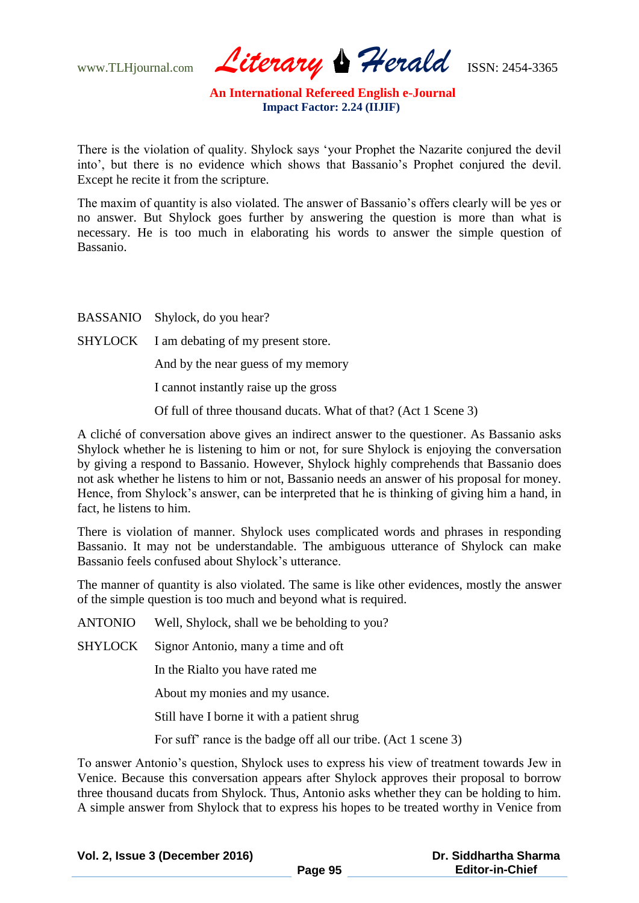There is the violation of quality. Shylock says 'your Prophet the Nazarite conjured the devil into', but there is no evidence which shows that Bassanio's Prophet conjured the devil. Except he recite it from the scripture.

The maxim of quantity is also violated. The answer of Bassanio's offers clearly will be yes or no answer. But Shylock goes further by answering the question is more than what is necessary. He is too much in elaborating his words to answer the simple question of Bassanio.

BASSANIO Shylock, do you hear?

SHYLOCK I am debating of my present store.

And by the near guess of my memory

I cannot instantly raise up the gross

Of full of three thousand ducats. What of that? (Act 1 Scene 3)

A cliché of conversation above gives an indirect answer to the questioner. As Bassanio asks Shylock whether he is listening to him or not, for sure Shylock is enjoying the conversation by giving a respond to Bassanio. However, Shylock highly comprehends that Bassanio does not ask whether he listens to him or not, Bassanio needs an answer of his proposal for money. Hence, from Shylock's answer, can be interpreted that he is thinking of giving him a hand, in fact, he listens to him.

There is violation of manner. Shylock uses complicated words and phrases in responding Bassanio. It may not be understandable. The ambiguous utterance of Shylock can make Bassanio feels confused about Shylock's utterance.

The manner of quantity is also violated. The same is like other evidences, mostly the answer of the simple question is too much and beyond what is required.

ANTONIO Well, Shylock, shall we be beholding to you?

SHYLOCK Signor Antonio, many a time and oft

In the Rialto you have rated me

About my monies and my usance.

Still have I borne it with a patient shrug

For suff' rance is the badge off all our tribe. (Act 1 scene 3)

To answer Antonio's question, Shylock uses to express his view of treatment towards Jew in Venice. Because this conversation appears after Shylock approves their proposal to borrow three thousand ducats from Shylock. Thus, Antonio asks whether they can be holding to him. A simple answer from Shylock that to express his hopes to be treated worthy in Venice from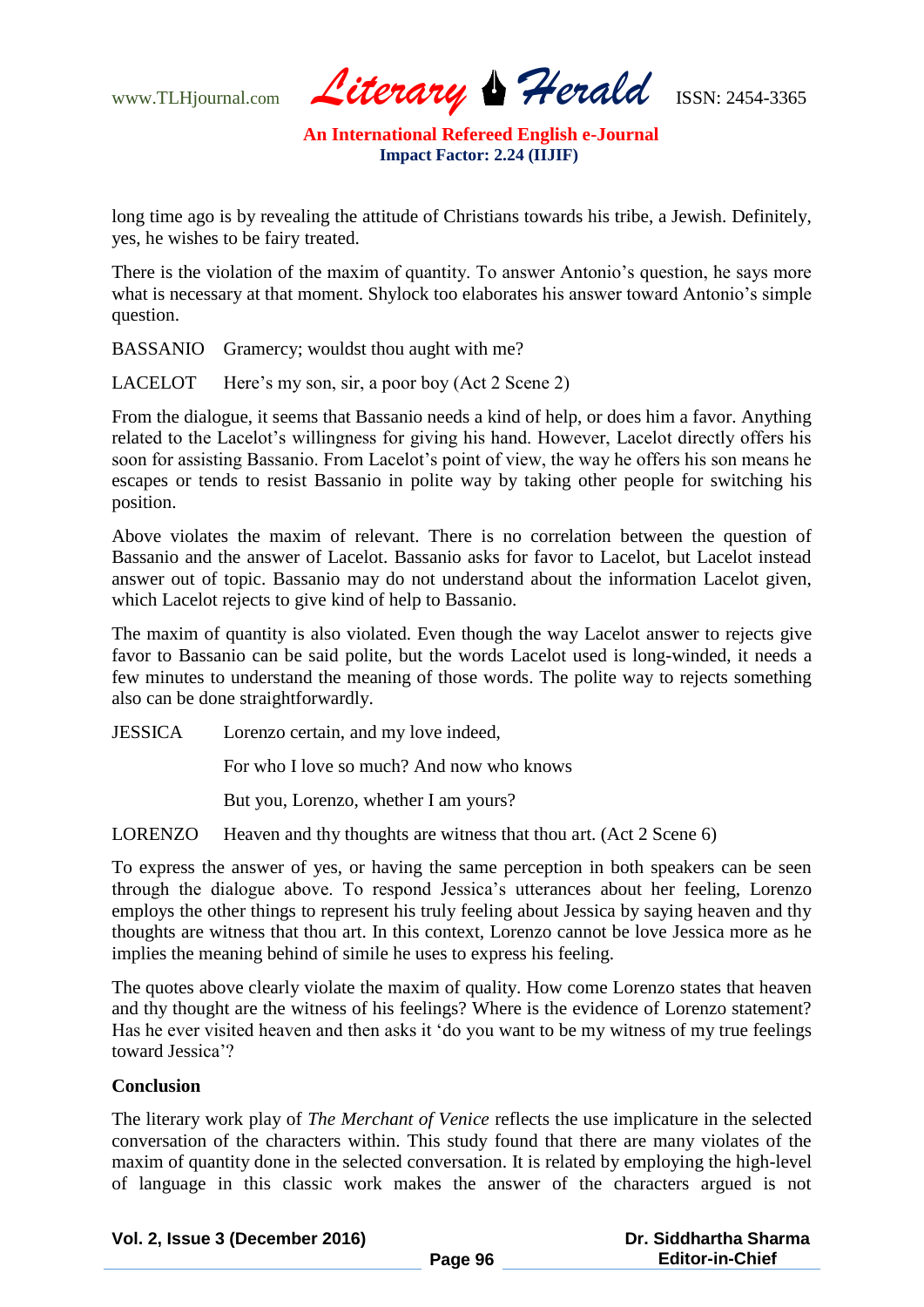long time ago is by revealing the attitude of Christians towards his tribe, a Jewish. Definitely, yes, he wishes to be fairy treated.

There is the violation of the maxim of quantity. To answer Antonio's question, he says more what is necessary at that moment. Shylock too elaborates his answer toward Antonio's simple question.

BASSANIO Gramercy; wouldst thou aught with me?

LACELOT Here's my son, sir, a poor boy (Act 2 Scene 2)

From the dialogue, it seems that Bassanio needs a kind of help, or does him a favor. Anything related to the Lacelot's willingness for giving his hand. However, Lacelot directly offers his soon for assisting Bassanio. From Lacelot's point of view, the way he offers his son means he escapes or tends to resist Bassanio in polite way by taking other people for switching his position.

Above violates the maxim of relevant. There is no correlation between the question of Bassanio and the answer of Lacelot. Bassanio asks for favor to Lacelot, but Lacelot instead answer out of topic. Bassanio may do not understand about the information Lacelot given, which Lacelot rejects to give kind of help to Bassanio.

The maxim of quantity is also violated. Even though the way Lacelot answer to rejects give favor to Bassanio can be said polite, but the words Lacelot used is long-winded, it needs a few minutes to understand the meaning of those words. The polite way to rejects something also can be done straightforwardly.

JESSICA Lorenzo certain, and my love indeed,

For who I love so much? And now who knows

But you, Lorenzo, whether I am yours?

LORENZO Heaven and thy thoughts are witness that thou art. (Act 2 Scene 6)

To express the answer of yes, or having the same perception in both speakers can be seen through the dialogue above. To respond Jessica's utterances about her feeling, Lorenzo employs the other things to represent his truly feeling about Jessica by saying heaven and thy thoughts are witness that thou art. In this context, Lorenzo cannot be love Jessica more as he implies the meaning behind of simile he uses to express his feeling.

The quotes above clearly violate the maxim of quality. How come Lorenzo states that heaven and thy thought are the witness of his feelings? Where is the evidence of Lorenzo statement? Has he ever visited heaven and then asks it 'do you want to be my witness of my true feelings toward Jessica'?

**Conclusion**

The literary work play of *The Merchant of Venice* reflects the use implicature in the selected conversation of the characters within. This study found that there are many violates of the maxim of quantity done in the selected conversation. It is related by employing the high-level of language in this classic work makes the answer of the characters argued is not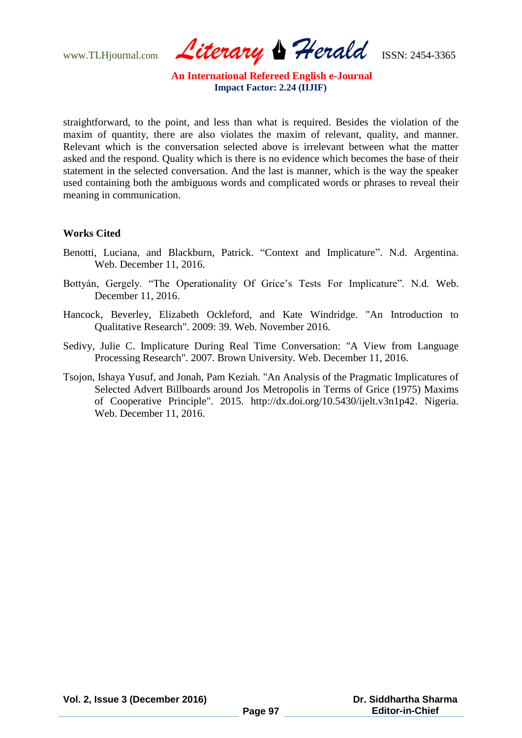straightforward, to the point, and less than what is required. Besides the violation of the maxim of quantity, there are also violates the maxim of relevant, quality, and manner. Relevant which is the conversation selected above is irrelevant between what the matter asked and the respond. Quality which is there is no evidence which becomes the base of their statement in the selected conversation. And the last is manner, which is the way the speaker used containing both the ambiguous words and complicated words or phrases to reveal their meaning in communication.

## Works Cited

Benotti, Luciana, and Blackburn, Patrick. “Context and Implicature”. N.d. Argentina. Web. December 11, 2016.

Bottyán, Gergely. “The Operationality Of Grice’s Tests For Implicature”. N.d. Web. December 11, 2016.

Hancock, Beverley, Elizabeth Ockleford, and Kate Windridge. "An Introduction to Qualitative Research". 2009: 39. Web. November 2016.

Sedivy, Julie C. Implicature During Real Time Conversation: "A View from Language Processing Research". 2007. Brown University. Web. December 11, 2016.

Tsojon, Ishaya Yusuf, and Jonah, Pam Keziah. "An Analysis of the Pragmatic Implicatures of Selected Advert Billboards around Jos Metropolis in Terms of Grice (1975) Maxims of Cooperative Principle". 2015. http://dx.doi.org/10.5430/ijelt.v3n1p42. Nigeria. Web. December 11, 2016.